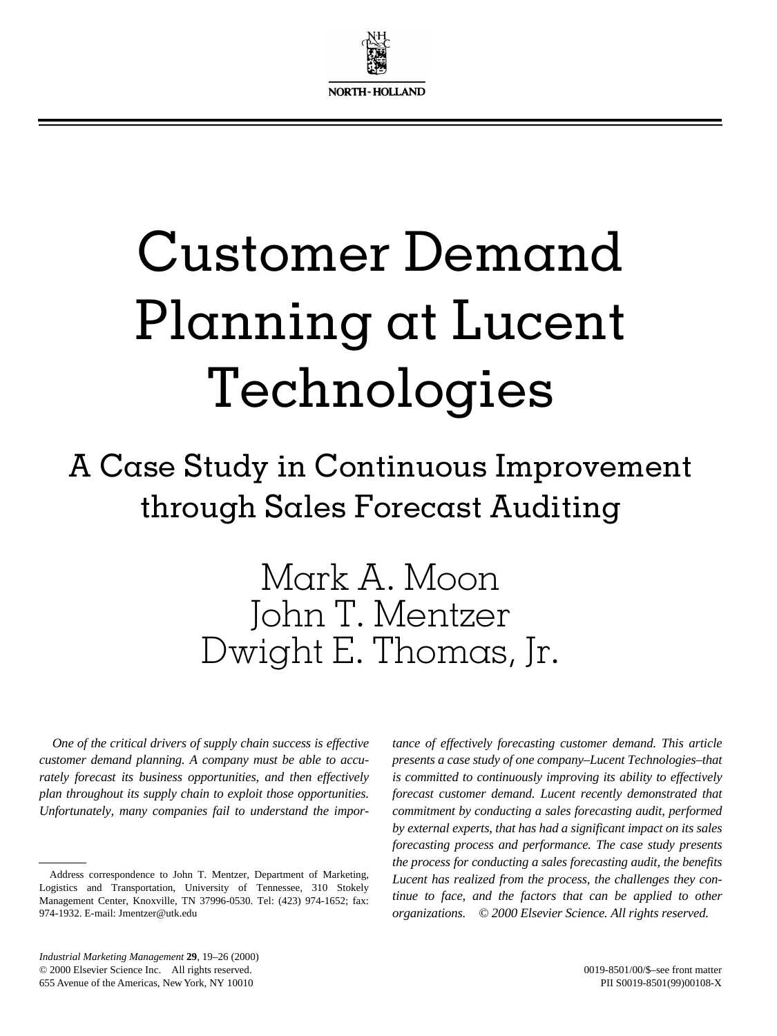# Customer Demand Planning at Lucent Technologies

## A Case Study in Continuous Improvement through Sales Forecast Auditing

### Mark A. Moon
### John T. Mentzer
### Dwight E. Thomas, Jr.

*One of the critical drivers of supply chain success is effective customer demand planning. A company must be able to accurately forecast its business opportunities, and then effectively plan throughout its supply chain to exploit those opportunities. Unfortunately, many companies fail to understand the importance of effectively forecasting customer demand. This article presents a case study of one company–Lucent Technologies–that is committed to continuously improving its ability to effectively forecast customer demand. Lucent recently demonstrated that commitment by conducting a sales forecasting audit, performed by external experts, that has had a significant impact on its sales forecasting process and performance. The case study presents the process for conducting a sales forecasting audit, the benefits Lucent has realized from the process, the challenges they continue to face, and the factors that can be applied to other organizations.* *© 2000 Elsevier Science. All rights reserved.*

---

Address correspondence to John T. Mentzer, Department of Marketing, Logistics and Transportation, University of Tennessee, 310 Stokely Management Center, Knoxville, TN 37996-0530. Tel: (423) 974-1652; fax: 974-1932. E-mail: Jmentzer@utk.edu

*Industrial Marketing Management* **29**, 19–26 (2000)
© 2000 Elsevier Science Inc. All rights reserved.
655 Avenue of the Americas, New York, NY 10010

0019-8501/00/$–see front matter
PII S0019-8501(99)00108-X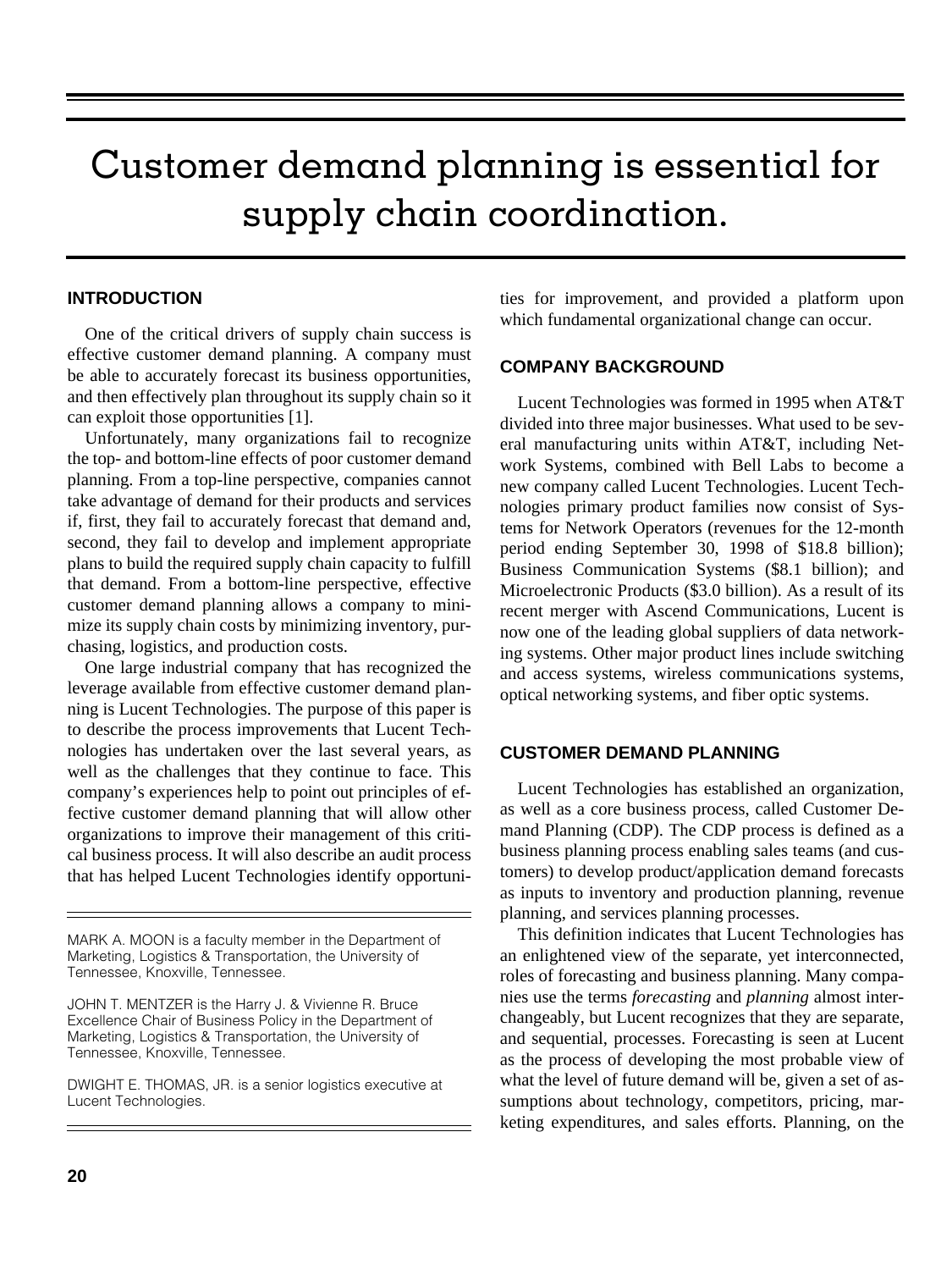# Customer demand planning is essential for supply chain coordination.

## INTRODUCTION

One of the critical drivers of supply chain success is effective customer demand planning. A company must be able to accurately forecast its business opportunities, and then effectively plan throughout its supply chain so it can exploit those opportunities [1].

Unfortunately, many organizations fail to recognize the top- and bottom-line effects of poor customer demand planning. From a top-line perspective, companies cannot take advantage of demand for their products and services if, first, they fail to accurately forecast that demand and, second, they fail to develop and implement appropriate plans to build the required supply chain capacity to fulfill that demand. From a bottom-line perspective, effective customer demand planning allows a company to minimize its supply chain costs by minimizing inventory, purchasing, logistics, and production costs.

One large industrial company that has recognized the leverage available from effective customer demand planning is Lucent Technologies. The purpose of this paper is to describe the process improvements that Lucent Technologies has undertaken over the last several years, as well as the challenges that they continue to face. This company's experiences help to point out principles of effective customer demand planning that will allow other organizations to improve their management of this critical business process. It will also describe an audit process that has helped Lucent Technologies identify opportunities for improvement, and provided a platform upon which fundamental organizational change can occur.

MARK A. MOON is a faculty member in the Department of Marketing, Logistics & Transportation, the University of Tennessee, Knoxville, Tennessee.

JOHN T. MENTZER is the Harry J. & Vivienne R. Bruce Excellence Chair of Business Policy in the Department of Marketing, Logistics & Transportation, the University of Tennessee, Knoxville, Tennessee.

DWIGHT E. THOMAS, JR. is a senior logistics executive at Lucent Technologies.

## COMPANY BACKGROUND

Lucent Technologies was formed in 1995 when AT&T divided into three major businesses. What used to be several manufacturing units within AT&T, including Network Systems, combined with Bell Labs to become a new company called Lucent Technologies. Lucent Technologies primary product families now consist of Systems for Network Operators (revenues for the 12-month period ending September 30, 1998 of $18.8 billion); Business Communication Systems ($8.1 billion); and Microelectronic Products ($3.0 billion). As a result of its recent merger with Ascend Communications, Lucent is now one of the leading global suppliers of data networking systems. Other major product lines include switching and access systems, wireless communications systems, optical networking systems, and fiber optic systems.

## CUSTOMER DEMAND PLANNING

Lucent Technologies has established an organization, as well as a core business process, called Customer Demand Planning (CDP). The CDP process is defined as a business planning process enabling sales teams (and customers) to develop product/application demand forecasts as inputs to inventory and production planning, revenue planning, and services planning processes.

This definition indicates that Lucent Technologies has an enlightened view of the separate, yet interconnected, roles of forecasting and business planning. Many companies use the terms *forecasting* and *planning* almost interchangeably, but Lucent recognizes that they are separate, and sequential, processes. Forecasting is seen at Lucent as the process of developing the most probable view of what the level of future demand will be, given a set of assumptions about technology, competitors, pricing, marketing expenditures, and sales efforts. Planning, on the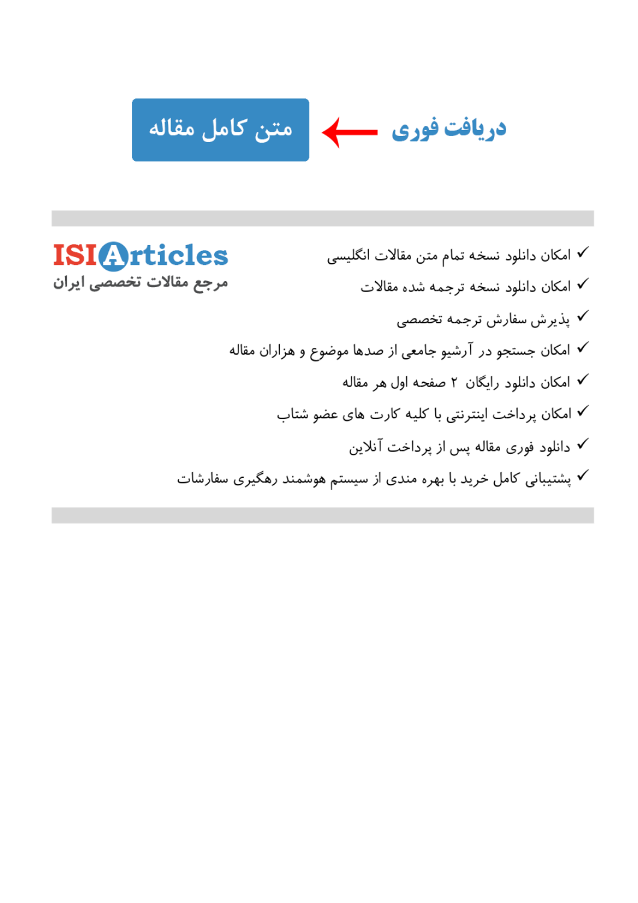دریافت فوری ← متن کامل مقاله

**ISIArticles**
مرجع مقالات تخصصی ایران

- ✓ امکان دانلود نسخه تمام متن مقالات انگلیسی
- ✓ امکان دانلود نسخه ترجمه شده مقالات
- ✓ پذیرش سفارش ترجمه تخصصی
- ✓ امکان جستجو در آرشیو جامعی از صدها موضوع و هزاران مقاله
- ✓ امکان دانلود رایگان ۲ صفحه اول هر مقاله
- ✓ امکان پرداخت اینترنتی با کلیه کارت های عضو شتاب
- ✓ دانلود فوری مقاله پس از پرداخت آنلاین
- ✓ پشتیبانی کامل خرید با بهره مندی از سیستم هوشمند رهگیری سفارشات